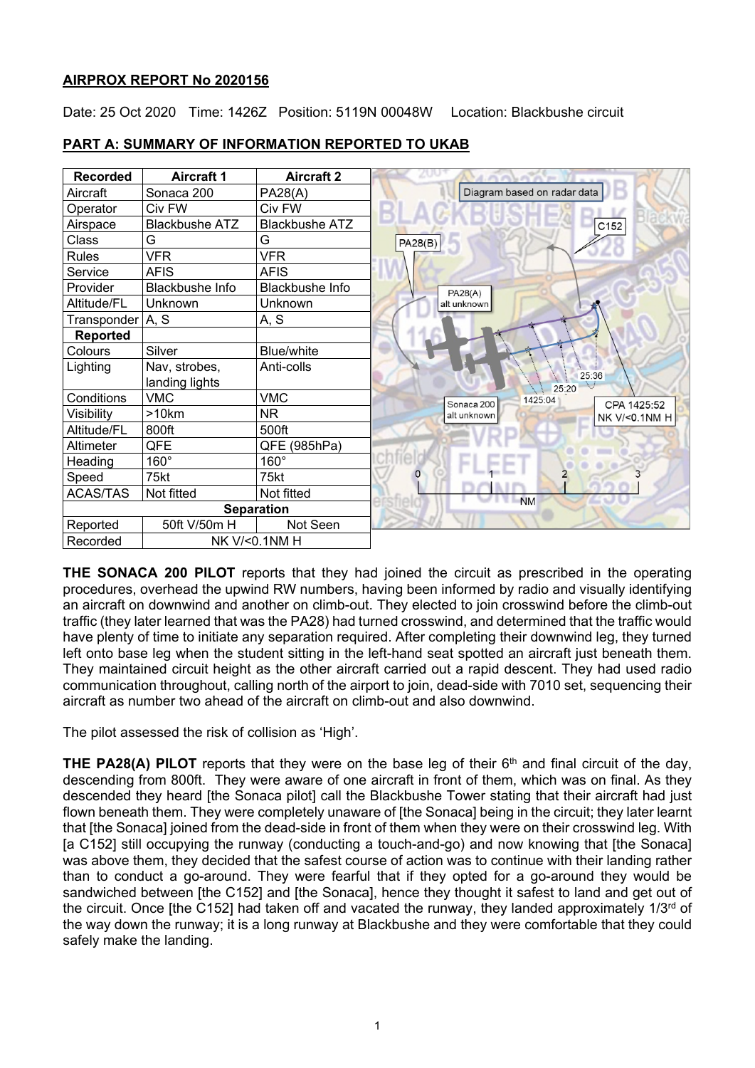**AIRPROX REPORT No 2020156**

Date: 25 Oct 2020 Time: 1426Z Position: 5119N 00048W Location: Blackbushe circuit

**PART A: SUMMARY OF INFORMATION REPORTED TO UKAB**

| Recorded | Aircraft 1 | Aircraft 2 |
|---|---|---|
| Aircraft | Sonaca 200 | PA28(A) |
| Operator | Civ FW | Civ FW |
| Airspace | Blackbushe ATZ | Blackbushe ATZ |
| Class | G | G |
| Rules | VFR | VFR |
| Service | AFIS | AFIS |
| Provider | Blackbushe Info | Blackbushe Info |
| Altitude/FL | Unknown | Unknown |
| Transponder | A, S | A, S |
| **Reported** | | |
| Colours | Silver | Blue/white |
| Lighting | Nav, strobes, landing lights | Anti-colls |
| Conditions | VMC | VMC |
| Visibility | >10km | NR |
| Altitude/FL | 800ft | 500ft |
| Altimeter | QFE | QFE (985hPa) |
| Heading | 160° | 160° |
| Speed | 75kt | 75kt |
| ACAS/TAS | Not fitted | Not fitted |
| **Separation** | | |
| Reported | 50ft V/50m H | Not Seen |
| Recorded | NK V/<0.1NM H | |

**THE SONACA 200 PILOT** reports that they had joined the circuit as prescribed in the operating procedures, overhead the upwind RW numbers, having been informed by radio and visually identifying an aircraft on downwind and another on climb-out. They elected to join crosswind before the climb-out traffic (they later learned that was the PA28) had turned crosswind, and determined that the traffic would have plenty of time to initiate any separation required. After completing their downwind leg, they turned left onto base leg when the student sitting in the left-hand seat spotted an aircraft just beneath them. They maintained circuit height as the other aircraft carried out a rapid descent. They had used radio communication throughout, calling north of the airport to join, dead-side with 7010 set, sequencing their aircraft as number two ahead of the aircraft on climb-out and also downwind.

The pilot assessed the risk of collision as 'High'.

**THE PA28(A) PILOT** reports that they were on the base leg of their 6th and final circuit of the day, descending from 800ft. They were aware of one aircraft in front of them, which was on final. As they descended they heard [the Sonaca pilot] call the Blackbushe Tower stating that their aircraft had just flown beneath them. They were completely unaware of [the Sonaca] being in the circuit; they later learnt that [the Sonaca] joined from the dead-side in front of them when they were on their crosswind leg. With [a C152] still occupying the runway (conducting a touch-and-go) and now knowing that [the Sonaca] was above them, they decided that the safest course of action was to continue with their landing rather than to conduct a go-around. They were fearful that if they opted for a go-around they would be sandwiched between [the C152] and [the Sonaca], hence they thought it safest to land and get out of the circuit. Once [the C152] had taken off and vacated the runway, they landed approximately 1/3rd of the way down the runway; it is a long runway at Blackbushe and they were comfortable that they could safely make the landing.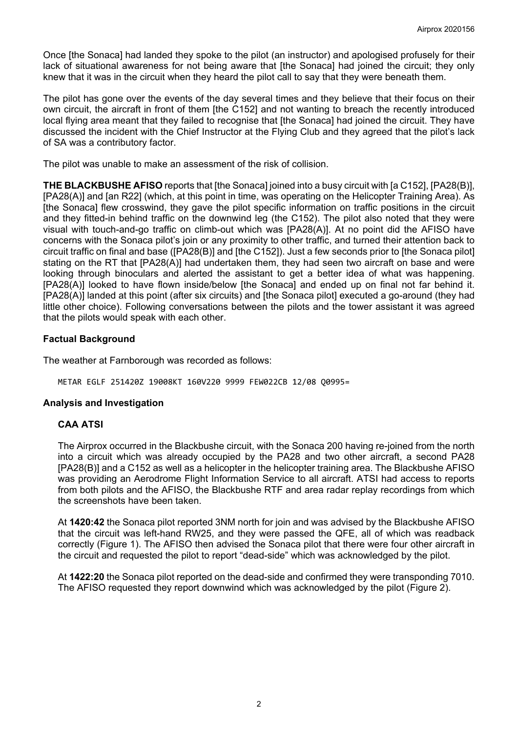Once [the Sonaca] had landed they spoke to the pilot (an instructor) and apologised profusely for their lack of situational awareness for not being aware that [the Sonaca] had joined the circuit; they only knew that it was in the circuit when they heard the pilot call to say that they were beneath them.

The pilot has gone over the events of the day several times and they believe that their focus on their own circuit, the aircraft in front of them [the C152] and not wanting to breach the recently introduced local flying area meant that they failed to recognise that [the Sonaca] had joined the circuit. They have discussed the incident with the Chief Instructor at the Flying Club and they agreed that the pilot's lack of SA was a contributory factor.

The pilot was unable to make an assessment of the risk of collision.

**THE BLACKBUSHE AFISO** reports that [the Sonaca] joined into a busy circuit with [a C152], [PA28(B)], [PA28(A)] and [an R22] (which, at this point in time, was operating on the Helicopter Training Area). As [the Sonaca] flew crosswind, they gave the pilot specific information on traffic positions in the circuit and they fitted-in behind traffic on the downwind leg (the C152). The pilot also noted that they were visual with touch-and-go traffic on climb-out which was [PA28(A)]. At no point did the AFISO have concerns with the Sonaca pilot's join or any proximity to other traffic, and turned their attention back to circuit traffic on final and base ([PA28(B)] and [the C152]). Just a few seconds prior to [the Sonaca pilot] stating on the RT that [PA28(A)] had undertaken them, they had seen two aircraft on base and were looking through binoculars and alerted the assistant to get a better idea of what was happening. [PA28(A)] looked to have flown inside/below [the Sonaca] and ended up on final not far behind it. [PA28(A)] landed at this point (after six circuits) and [the Sonaca pilot] executed a go-around (they had little other choice). Following conversations between the pilots and the tower assistant it was agreed that the pilots would speak with each other.

## Factual Background

The weather at Farnborough was recorded as follows:

```
METAR EGLF 251420Z 19008KT 160V220 9999 FEW022CB 12/08 Q0995=
```

## Analysis and Investigation

### CAA ATSI

The Airprox occurred in the Blackbushe circuit, with the Sonaca 200 having re-joined from the north into a circuit which was already occupied by the PA28 and two other aircraft, a second PA28 [PA28(B)] and a C152 as well as a helicopter in the helicopter training area. The Blackbushe AFISO was providing an Aerodrome Flight Information Service to all aircraft. ATSI had access to reports from both pilots and the AFISO, the Blackbushe RTF and area radar replay recordings from which the screenshots have been taken.

At **1420:42** the Sonaca pilot reported 3NM north for join and was advised by the Blackbushe AFISO that the circuit was left-hand RW25, and they were passed the QFE, all of which was readback correctly (Figure 1). The AFISO then advised the Sonaca pilot that there were four other aircraft in the circuit and requested the pilot to report "dead-side" which was acknowledged by the pilot.

At **1422:20** the Sonaca pilot reported on the dead-side and confirmed they were transponding 7010. The AFISO requested they report downwind which was acknowledged by the pilot (Figure 2).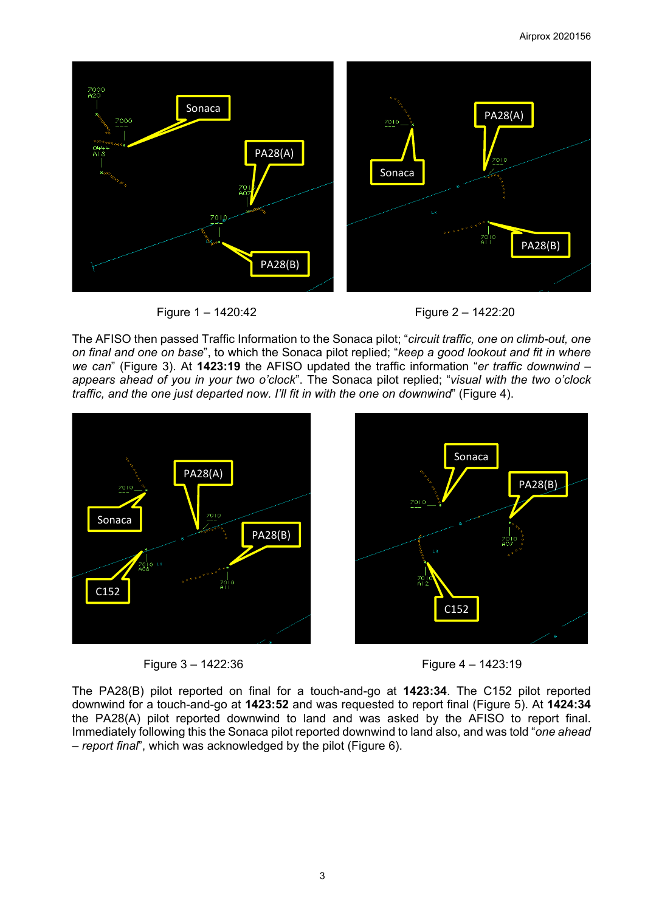Figure 1 – 1420:42

Figure 2 – 1422:20

The AFISO then passed Traffic Information to the Sonaca pilot; "*circuit traffic, one on climb-out, one on final and one on base*", to which the Sonaca pilot replied; "*keep a good lookout and fit in where we can*" (Figure 3). At **1423:19** the AFISO updated the traffic information "*er traffic downwind – appears ahead of you in your two o'clock*". The Sonaca pilot replied; "*visual with the two o'clock traffic, and the one just departed now. I'll fit in with the one on downwind*" (Figure 4).

Figure 3 – 1422:36

Figure 4 – 1423:19

The PA28(B) pilot reported on final for a touch-and-go at **1423:34**. The C152 pilot reported downwind for a touch-and-go at **1423:52** and was requested to report final (Figure 5). At **1424:34** the PA28(A) pilot reported downwind to land and was asked by the AFISO to report final. Immediately following this the Sonaca pilot reported downwind to land also, and was told "*one ahead – report final*", which was acknowledged by the pilot (Figure 6).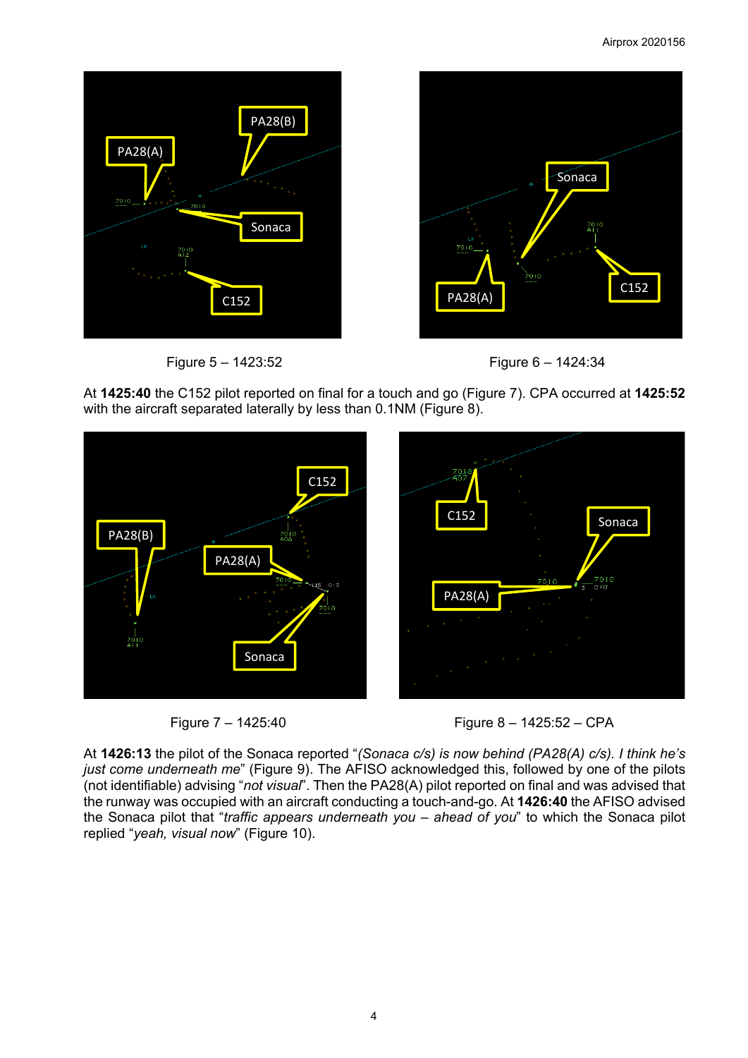Figure 5 – 1423:52

Figure 6 – 1424:34

At **1425:40** the C152 pilot reported on final for a touch and go (Figure 7). CPA occurred at **1425:52** with the aircraft separated laterally by less than 0.1NM (Figure 8).

Figure 7 – 1425:40

Figure 8 – 1425:52 – CPA

At **1426:13** the pilot of the Sonaca reported "*(Sonaca c/s) is now behind (PA28(A) c/s). I think he's just come underneath me*" (Figure 9). The AFISO acknowledged this, followed by one of the pilots (not identifiable) advising "*not visual*". Then the PA28(A) pilot reported on final and was advised that the runway was occupied with an aircraft conducting a touch-and-go. At **1426:40** the AFISO advised the Sonaca pilot that "*traffic appears underneath you – ahead of you*" to which the Sonaca pilot replied "*yeah, visual now*" (Figure 10).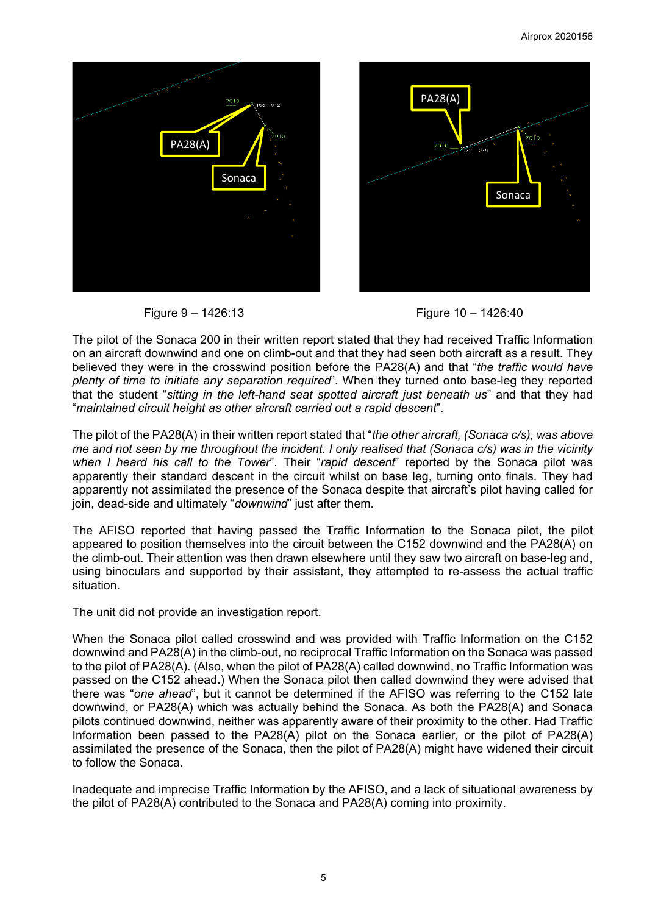Figure 9 – 1426:13

Figure 10 – 1426:40

The pilot of the Sonaca 200 in their written report stated that they had received Traffic Information on an aircraft downwind and one on climb-out and that they had seen both aircraft as a result. They believed they were in the crosswind position before the PA28(A) and that "*the traffic would have plenty of time to initiate any separation required*". When they turned onto base-leg they reported that the student "*sitting in the left-hand seat spotted aircraft just beneath us*" and that they had "*maintained circuit height as other aircraft carried out a rapid descent*".

The pilot of the PA28(A) in their written report stated that "*the other aircraft, (Sonaca c/s), was above me and not seen by me throughout the incident. I only realised that (Sonaca c/s) was in the vicinity when I heard his call to the Tower*". Their "*rapid descent*" reported by the Sonaca pilot was apparently their standard descent in the circuit whilst on base leg, turning onto finals. They had apparently not assimilated the presence of the Sonaca despite that aircraft's pilot having called for join, dead-side and ultimately "*downwind*" just after them.

The AFISO reported that having passed the Traffic Information to the Sonaca pilot, the pilot appeared to position themselves into the circuit between the C152 downwind and the PA28(A) on the climb-out. Their attention was then drawn elsewhere until they saw two aircraft on base-leg and, using binoculars and supported by their assistant, they attempted to re-assess the actual traffic situation.

The unit did not provide an investigation report.

When the Sonaca pilot called crosswind and was provided with Traffic Information on the C152 downwind and PA28(A) in the climb-out, no reciprocal Traffic Information on the Sonaca was passed to the pilot of PA28(A). (Also, when the pilot of PA28(A) called downwind, no Traffic Information was passed on the C152 ahead.) When the Sonaca pilot then called downwind they were advised that there was "*one ahead*", but it cannot be determined if the AFISO was referring to the C152 late downwind, or PA28(A) which was actually behind the Sonaca. As both the PA28(A) and Sonaca pilots continued downwind, neither was apparently aware of their proximity to the other. Had Traffic Information been passed to the PA28(A) pilot on the Sonaca earlier, or the pilot of PA28(A) assimilated the presence of the Sonaca, then the pilot of PA28(A) might have widened their circuit to follow the Sonaca.

Inadequate and imprecise Traffic Information by the AFISO, and a lack of situational awareness by the pilot of PA28(A) contributed to the Sonaca and PA28(A) coming into proximity.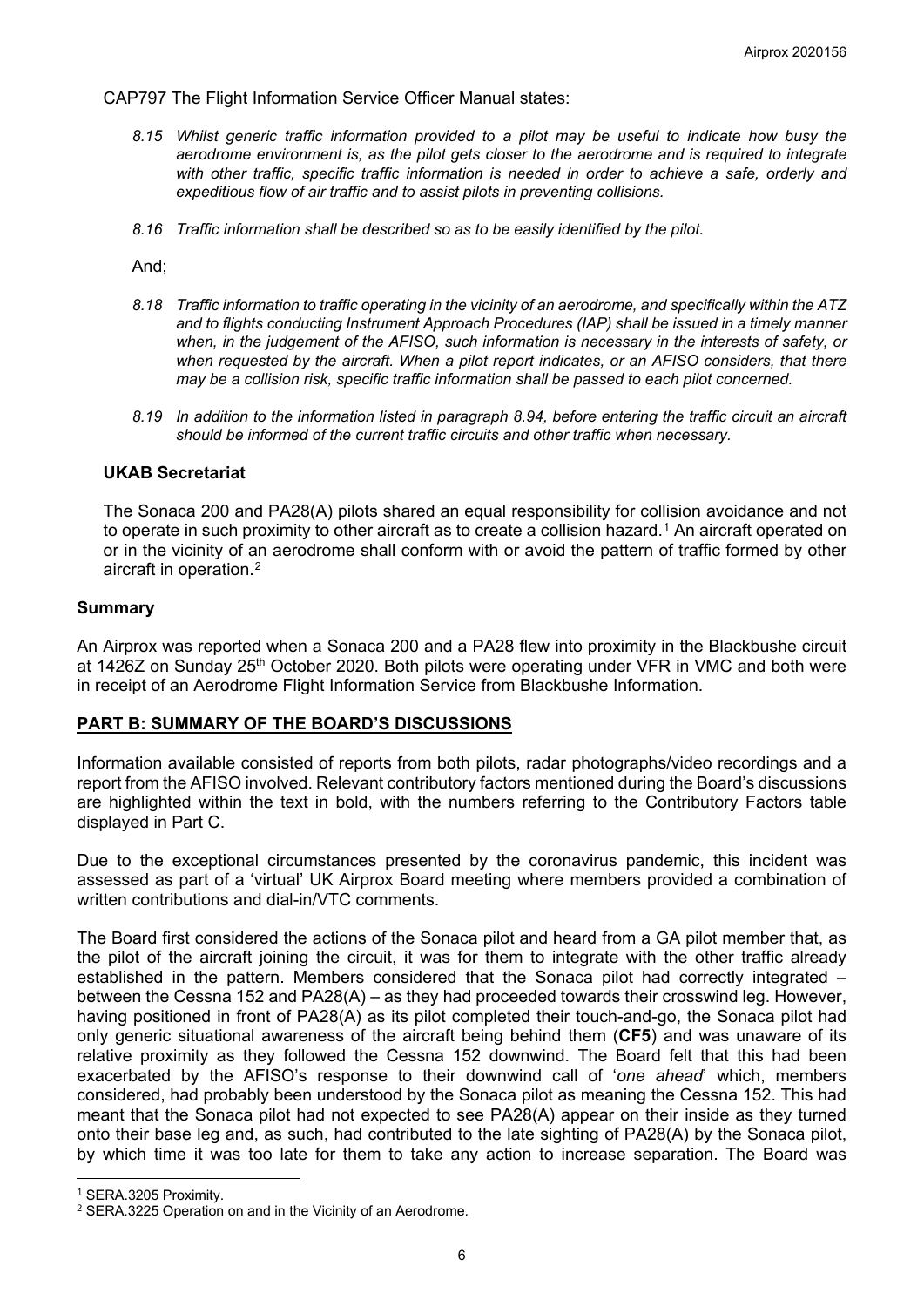CAP797 The Flight Information Service Officer Manual states:

> *8.15 Whilst generic traffic information provided to a pilot may be useful to indicate how busy the aerodrome environment is, as the pilot gets closer to the aerodrome and is required to integrate with other traffic, specific traffic information is needed in order to achieve a safe, orderly and expeditious flow of air traffic and to assist pilots in preventing collisions.*
>
> *8.16 Traffic information shall be described so as to be easily identified by the pilot.*

And;

> *8.18 Traffic information to traffic operating in the vicinity of an aerodrome, and specifically within the ATZ and to flights conducting Instrument Approach Procedures (IAP) shall be issued in a timely manner when, in the judgement of the AFISO, such information is necessary in the interests of safety, or when requested by the aircraft. When a pilot report indicates, or an AFISO considers, that there may be a collision risk, specific traffic information shall be passed to each pilot concerned.*
>
> *8.19 In addition to the information listed in paragraph 8.94, before entering the traffic circuit an aircraft should be informed of the current traffic circuits and other traffic when necessary.*

### UKAB Secretariat

The Sonaca 200 and PA28(A) pilots shared an equal responsibility for collision avoidance and not to operate in such proximity to other aircraft as to create a collision hazard.[1] An aircraft operated on or in the vicinity of an aerodrome shall conform with or avoid the pattern of traffic formed by other aircraft in operation.[2]

## Summary

An Airprox was reported when a Sonaca 200 and a PA28 flew into proximity in the Blackbushe circuit at 1426Z on Sunday 25th October 2020. Both pilots were operating under VFR in VMC and both were in receipt of an Aerodrome Flight Information Service from Blackbushe Information.

## PART B: SUMMARY OF THE BOARD'S DISCUSSIONS

Information available consisted of reports from both pilots, radar photographs/video recordings and a report from the AFISO involved. Relevant contributory factors mentioned during the Board's discussions are highlighted within the text in bold, with the numbers referring to the Contributory Factors table displayed in Part C.

Due to the exceptional circumstances presented by the coronavirus pandemic, this incident was assessed as part of a 'virtual' UK Airprox Board meeting where members provided a combination of written contributions and dial-in/VTC comments.

The Board first considered the actions of the Sonaca pilot and heard from a GA pilot member that, as the pilot of the aircraft joining the circuit, it was for them to integrate with the other traffic already established in the pattern. Members considered that the Sonaca pilot had correctly integrated – between the Cessna 152 and PA28(A) – as they had proceeded towards their crosswind leg. However, having positioned in front of PA28(A) as its pilot completed their touch-and-go, the Sonaca pilot had only generic situational awareness of the aircraft being behind them (**CF5**) and was unaware of its relative proximity as they followed the Cessna 152 downwind. The Board felt that this had been exacerbated by the AFISO's response to their downwind call of '*one ahead*' which, members considered, had probably been understood by the Sonaca pilot as meaning the Cessna 152. This had meant that the Sonaca pilot had not expected to see PA28(A) appear on their inside as they turned onto their base leg and, as such, had contributed to the late sighting of PA28(A) by the Sonaca pilot, by which time it was too late for them to take any action to increase separation. The Board was

---

[1] SERA.3205 Proximity.

[2] SERA.3225 Operation on and in the Vicinity of an Aerodrome.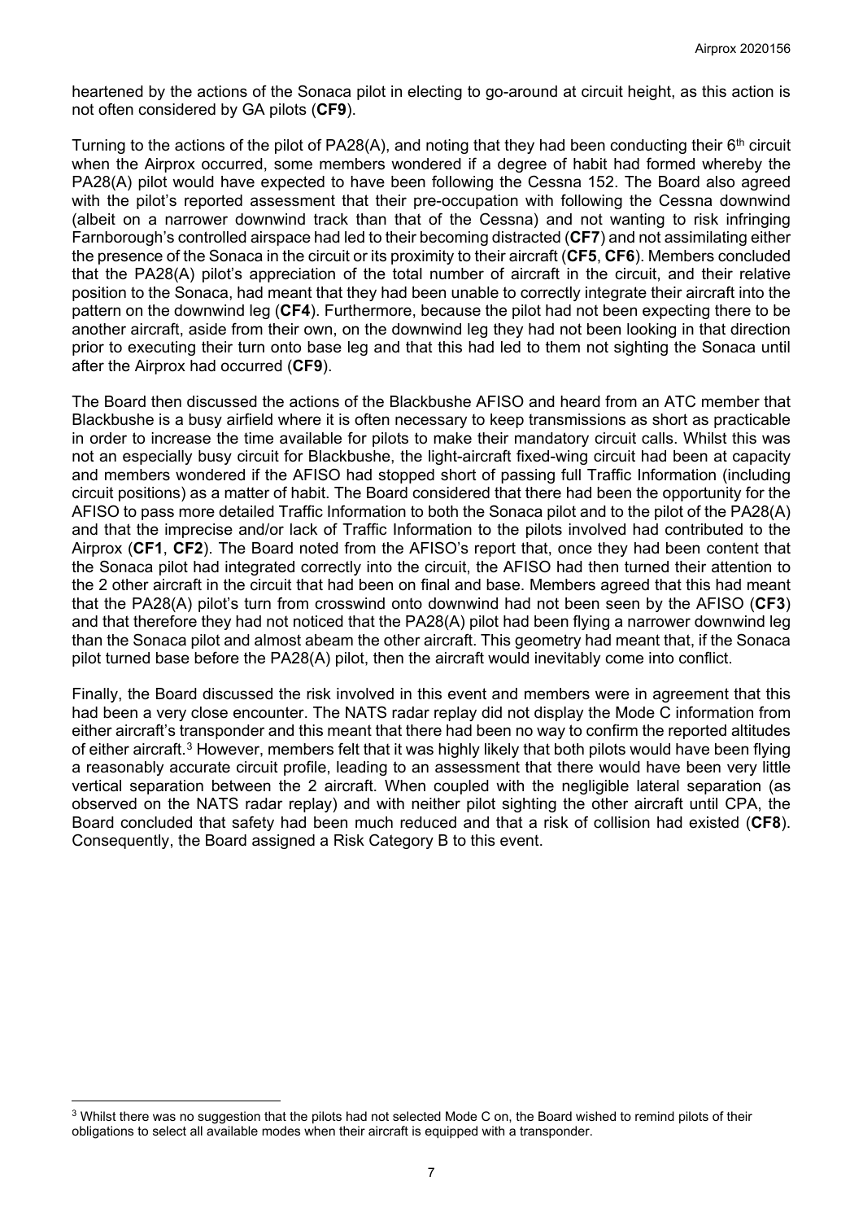heartened by the actions of the Sonaca pilot in electing to go-around at circuit height, as this action is not often considered by GA pilots (**CF9**).

Turning to the actions of the pilot of PA28(A), and noting that they had been conducting their 6th circuit when the Airprox occurred, some members wondered if a degree of habit had formed whereby the PA28(A) pilot would have expected to have been following the Cessna 152. The Board also agreed with the pilot's reported assessment that their pre-occupation with following the Cessna downwind (albeit on a narrower downwind track than that of the Cessna) and not wanting to risk infringing Farnborough's controlled airspace had led to their becoming distracted (**CF7**) and not assimilating either the presence of the Sonaca in the circuit or its proximity to their aircraft (**CF5**, **CF6**). Members concluded that the PA28(A) pilot's appreciation of the total number of aircraft in the circuit, and their relative position to the Sonaca, had meant that they had been unable to correctly integrate their aircraft into the pattern on the downwind leg (**CF4**). Furthermore, because the pilot had not been expecting there to be another aircraft, aside from their own, on the downwind leg they had not been looking in that direction prior to executing their turn onto base leg and that this had led to them not sighting the Sonaca until after the Airprox had occurred (**CF9**).

The Board then discussed the actions of the Blackbushe AFISO and heard from an ATC member that Blackbushe is a busy airfield where it is often necessary to keep transmissions as short as practicable in order to increase the time available for pilots to make their mandatory circuit calls. Whilst this was not an especially busy circuit for Blackbushe, the light-aircraft fixed-wing circuit had been at capacity and members wondered if the AFISO had stopped short of passing full Traffic Information (including circuit positions) as a matter of habit. The Board considered that there had been the opportunity for the AFISO to pass more detailed Traffic Information to both the Sonaca pilot and to the pilot of the PA28(A) and that the imprecise and/or lack of Traffic Information to the pilots involved had contributed to the Airprox (**CF1**, **CF2**). The Board noted from the AFISO's report that, once they had been content that the Sonaca pilot had integrated correctly into the circuit, the AFISO had then turned their attention to the 2 other aircraft in the circuit that had been on final and base. Members agreed that this had meant that the PA28(A) pilot's turn from crosswind onto downwind had not been seen by the AFISO (**CF3**) and that therefore they had not noticed that the PA28(A) pilot had been flying a narrower downwind leg than the Sonaca pilot and almost abeam the other aircraft. This geometry had meant that, if the Sonaca pilot turned base before the PA28(A) pilot, then the aircraft would inevitably come into conflict.

Finally, the Board discussed the risk involved in this event and members were in agreement that this had been a very close encounter. The NATS radar replay did not display the Mode C information from either aircraft's transponder and this meant that there had been no way to confirm the reported altitudes of either aircraft.[3] However, members felt that it was highly likely that both pilots would have been flying a reasonably accurate circuit profile, leading to an assessment that there would have been very little vertical separation between the 2 aircraft. When coupled with the negligible lateral separation (as observed on the NATS radar replay) and with neither pilot sighting the other aircraft until CPA, the Board concluded that safety had been much reduced and that a risk of collision had existed (**CF8**). Consequently, the Board assigned a Risk Category B to this event.

---

[3] Whilst there was no suggestion that the pilots had not selected Mode C on, the Board wished to remind pilots of their obligations to select all available modes when their aircraft is equipped with a transponder.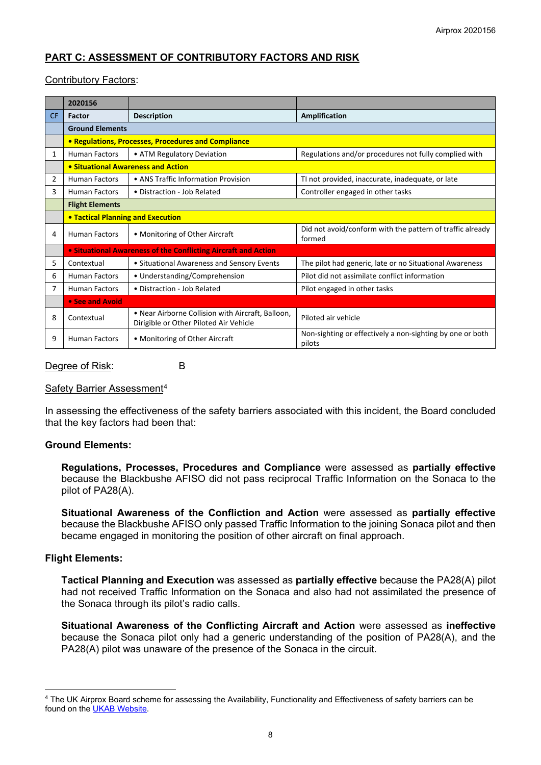## PART C: ASSESSMENT OF CONTRIBUTORY FACTORS AND RISK

Contributory Factors:

| | 2020156 | | |
|---|---|---|---|
| CF | Factor | Description | Amplification |
| | **Ground Elements** | | |
| | **• Regulations, Processes, Procedures and Compliance** | | |
| 1 | Human Factors | • ATM Regulatory Deviation | Regulations and/or procedures not fully complied with |
| | **• Situational Awareness and Action** | | |
| 2 | Human Factors | • ANS Traffic Information Provision | TI not provided, inaccurate, inadequate, or late |
| 3 | Human Factors | • Distraction - Job Related | Controller engaged in other tasks |
| | **Flight Elements** | | |
| | **• Tactical Planning and Execution** | | |
| 4 | Human Factors | • Monitoring of Other Aircraft | Did not avoid/conform with the pattern of traffic already formed |
| | **• Situational Awareness of the Conflicting Aircraft and Action** | | |
| 5 | Contextual | • Situational Awareness and Sensory Events | The pilot had generic, late or no Situational Awareness |
| 6 | Human Factors | • Understanding/Comprehension | Pilot did not assimilate conflict information |
| 7 | Human Factors | • Distraction - Job Related | Pilot engaged in other tasks |
| | **• See and Avoid** | | |
| 8 | Contextual | • Near Airborne Collision with Aircraft, Balloon, Dirigible or Other Piloted Air Vehicle | Piloted air vehicle |
| 9 | Human Factors | • Monitoring of Other Aircraft | Non-sighting or effectively a non-sighting by one or both pilots |

Degree of Risk: B

Safety Barrier Assessment[4]

In assessing the effectiveness of the safety barriers associated with this incident, the Board concluded that the key factors had been that:

**Ground Elements:**

**Regulations, Processes, Procedures and Compliance** were assessed as **partially effective** because the Blackbushe AFISO did not pass reciprocal Traffic Information on the Sonaca to the pilot of PA28(A).

**Situational Awareness of the Confliction and Action** were assessed as **partially effective** because the Blackbushe AFISO only passed Traffic Information to the joining Sonaca pilot and then became engaged in monitoring the position of other aircraft on final approach.

**Flight Elements:**

**Tactical Planning and Execution** was assessed as **partially effective** because the PA28(A) pilot had not received Traffic Information on the Sonaca and also had not assimilated the presence of the Sonaca through its pilot's radio calls.

**Situational Awareness of the Conflicting Aircraft and Action** were assessed as **ineffective** because the Sonaca pilot only had a generic understanding of the position of PA28(A), and the PA28(A) pilot was unaware of the presence of the Sonaca in the circuit.

[4] The UK Airprox Board scheme for assessing the Availability, Functionality and Effectiveness of safety barriers can be found on the UKAB Website.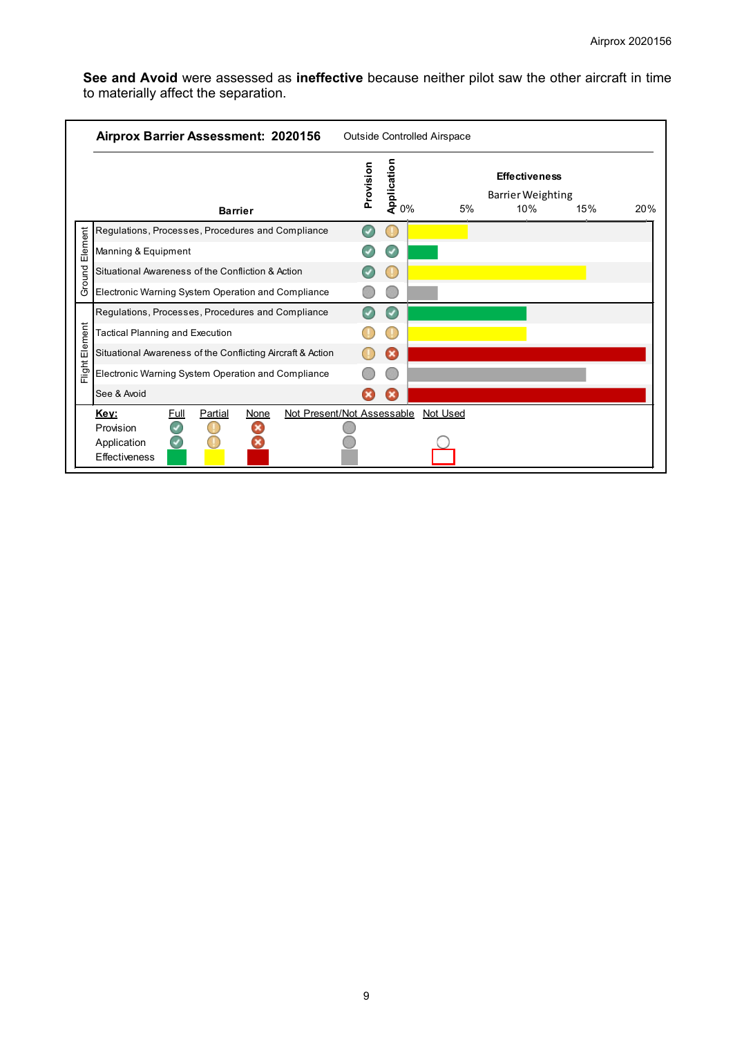**See and Avoid** were assessed as **ineffective** because neither pilot saw the other aircraft in time to materially affect the separation.

**Airprox Barrier Assessment: 2020156**

Outside Controlled Airspace

Barrier

Provision

Application

Effectiveness

Barrier Weighting

0%

5%

10%

15%

20%

Ground Element

Regulations, Processes, Procedures and Compliance

Manning & Equipment

Situational Awareness of the Confliction & Action

Electronic Warning System Operation and Compliance

Flight Element

Regulations, Processes, Procedures and Compliance

Tactical Planning and Execution

Situational Awareness of the Conflicting Aircraft & Action

Electronic Warning System Operation and Compliance

See & Avoid

**Key:** Full Partial None Not Present/Not Assessable Not Used

Provision

Application

Effectiveness